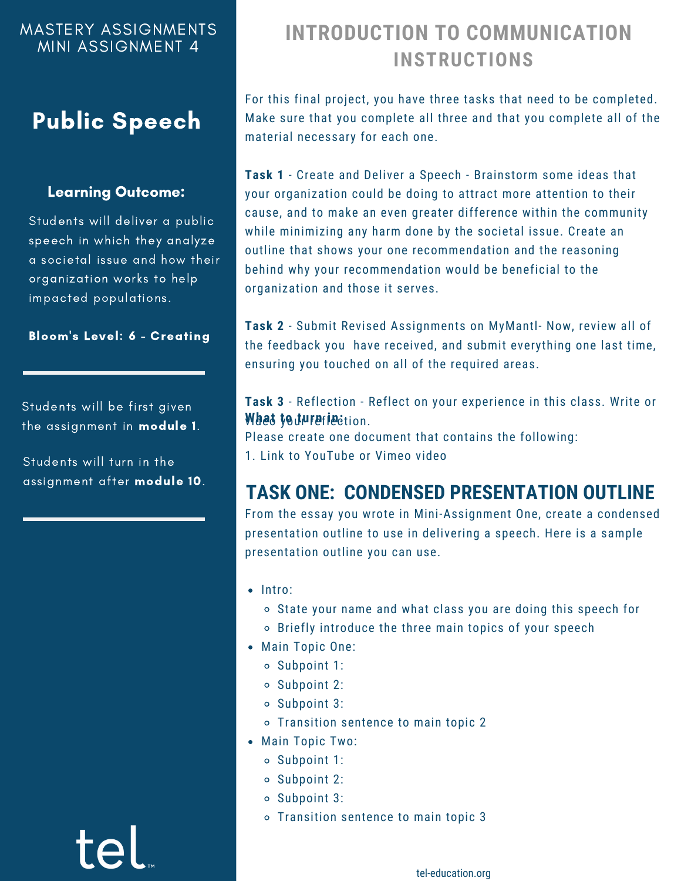MASTERY ASSIGNMENTS
MINI ASSIGNMENT 4

# Public Speech

**Learning Outcome:**

Students will deliver a public speech in which they analyze a societal issue and how their organization works to help impacted populations.

**Bloom's Level: 6 - Creating**

Students will be first given the assignment in **module 1**.

Students will turn in the assignment after **module 10**.

# INTRODUCTION TO COMMUNICATION INSTRUCTIONS

For this final project, you have three tasks that need to be completed. Make sure that you complete all three and that you complete all of the material necessary for each one.

**Task 1** - Create and Deliver a Speech - Brainstorm some ideas that your organization could be doing to attract more attention to their cause, and to make an even greater difference within the community while minimizing any harm done by the societal issue. Create an outline that shows your one recommendation and the reasoning behind why your recommendation would be beneficial to the organization and those it serves.

**Task 2** - Submit Revised Assignments on MyMantl- Now, review all of the feedback you have received, and submit everything one last time, ensuring you touched on all of the required areas.

**Task 3** - Reflection - Reflect on your experience in this class. Write or video your reflection.

**What to turn in:**

Please create one document that contains the following:

1. Link to YouTube or Vimeo video

## TASK ONE: CONDENSED PRESENTATION OUTLINE

From the essay you wrote in Mini-Assignment One, create a condensed presentation outline to use in delivering a speech. Here is a sample presentation outline you can use.

- Intro:
  - State your name and what class you are doing this speech for
  - Briefly introduce the three main topics of your speech
- Main Topic One:
  - Subpoint 1:
  - Subpoint 2:
  - Subpoint 3:
  - Transition sentence to main topic 2
- Main Topic Two:
  - Subpoint 1:
  - Subpoint 2:
  - Subpoint 3:
  - Transition sentence to main topic 3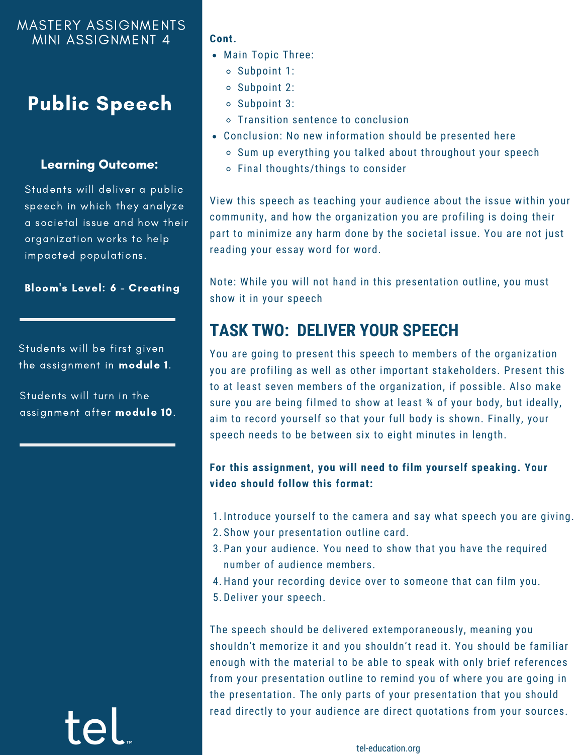# MASTERY ASSIGNMENTS
## MINI ASSIGNMENT 4

## Public Speech

### Learning Outcome:

Students will deliver a public speech in which they analyze a societal issue and how their organization works to help impacted populations.

**Bloom's Level: 6 - Creating**

---

Students will be first given the assignment in **module 1**.

Students will turn in the assignment after **module 10**.

---

**Cont.**

- Main Topic Three:
  - Subpoint 1:
  - Subpoint 2:
  - Subpoint 3:
  - Transition sentence to conclusion
- Conclusion: No new information should be presented here
  - Sum up everything you talked about throughout your speech
  - Final thoughts/things to consider

View this speech as teaching your audience about the issue within your community, and how the organization you are profiling is doing their part to minimize any harm done by the societal issue. You are not just reading your essay word for word.

Note: While you will not hand in this presentation outline, you must show it in your speech

## TASK TWO: DELIVER YOUR SPEECH

You are going to present this speech to members of the organization you are profiling as well as other important stakeholders. Present this to at least seven members of the organization, if possible. Also make sure you are being filmed to show at least ¾ of your body, but ideally, aim to record yourself so that your full body is shown. Finally, your speech needs to be between six to eight minutes in length.

**For this assignment, you will need to film yourself speaking. Your video should follow this format:**

1. Introduce yourself to the camera and say what speech you are giving.
2. Show your presentation outline card.
3. Pan your audience. You need to show that you have the required number of audience members.
4. Hand your recording device over to someone that can film you.
5. Deliver your speech.

The speech should be delivered extemporaneously, meaning you shouldn't memorize it and you shouldn't read it. You should be familiar enough with the material to be able to speak with only brief references from your presentation outline to remind you of where you are going in the presentation. The only parts of your presentation that you should read directly to your audience are direct quotations from your sources.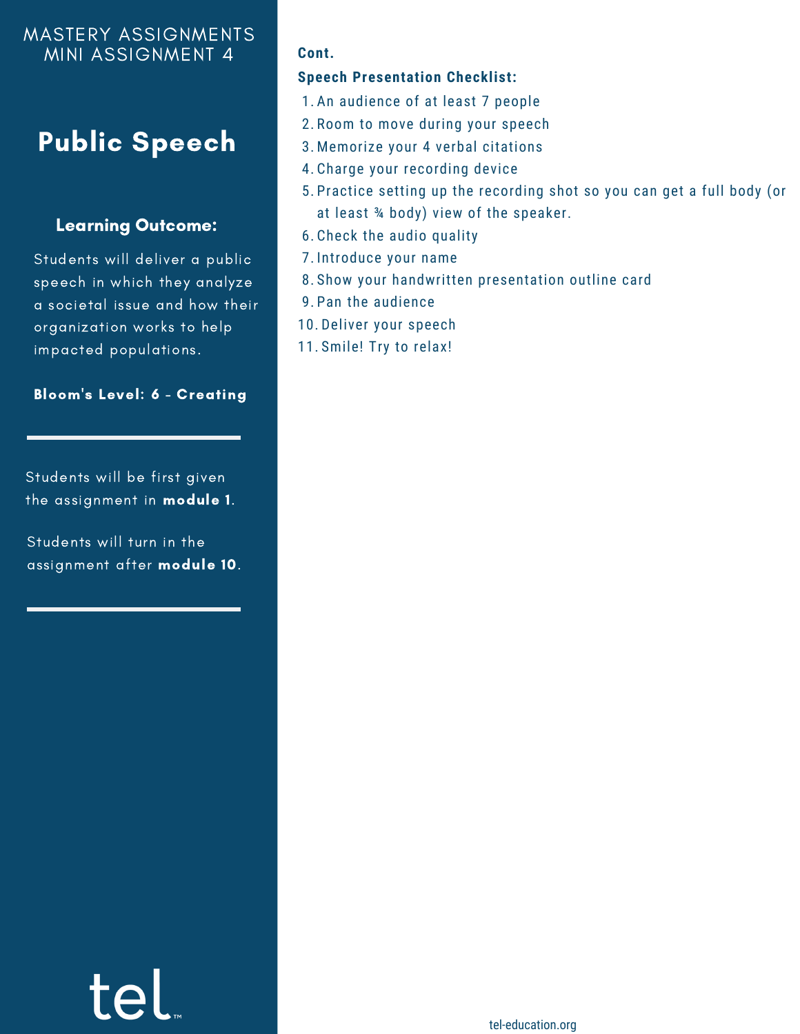# MASTERY ASSIGNMENTS MINI ASSIGNMENT 4

## Public Speech

### Learning Outcome:

Students will deliver a public speech in which they analyze a societal issue and how their organization works to help impacted populations.

**Bloom's Level: 6 - Creating**

---

Students will be first given the assignment in **module 1**.

Students will turn in the assignment after **module 10**.

---

tel™

**Cont.**

**Speech Presentation Checklist:**

1. An audience of at least 7 people
2. Room to move during your speech
3. Memorize your 4 verbal citations
4. Charge your recording device
5. Practice setting up the recording shot so you can get a full body (or at least ¾ body) view of the speaker.
6. Check the audio quality
7. Introduce your name
8. Show your handwritten presentation outline card
9. Pan the audience
10. Deliver your speech
11. Smile! Try to relax!

tel-education.org